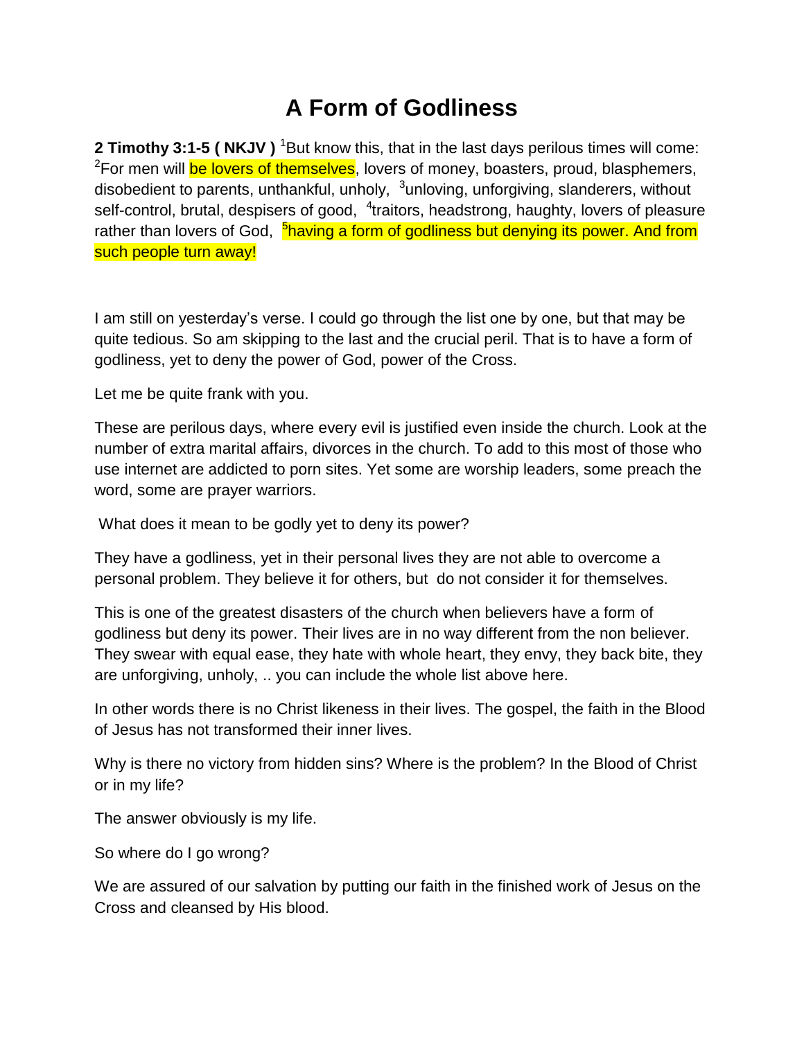# A Form of Godliness

**2 Timothy 3:1-5 ( NKJV )** [1]But know this, that in the last days perilous times will come: [2]For men will be lovers of themselves, lovers of money, boasters, proud, blasphemers, disobedient to parents, unthankful, unholy, [3]unloving, unforgiving, slanderers, without self-control, brutal, despisers of good, [4]traitors, headstrong, haughty, lovers of pleasure rather than lovers of God, [5]having a form of godliness but denying its power. And from such people turn away!

I am still on yesterday's verse. I could go through the list one by one, but that may be quite tedious. So am skipping to the last and the crucial peril. That is to have a form of godliness, yet to deny the power of God, power of the Cross.

Let me be quite frank with you.

These are perilous days, where every evil is justified even inside the church. Look at the number of extra marital affairs, divorces in the church. To add to this most of those who use internet are addicted to porn sites. Yet some are worship leaders, some preach the word, some are prayer warriors.

What does it mean to be godly yet to deny its power?

They have a godliness, yet in their personal lives they are not able to overcome a personal problem. They believe it for others, but do not consider it for themselves.

This is one of the greatest disasters of the church when believers have a form of godliness but deny its power. Their lives are in no way different from the non believer. They swear with equal ease, they hate with whole heart, they envy, they back bite, they are unforgiving, unholy, .. you can include the whole list above here.

In other words there is no Christ likeness in their lives. The gospel, the faith in the Blood of Jesus has not transformed their inner lives.

Why is there no victory from hidden sins? Where is the problem? In the Blood of Christ or in my life?

The answer obviously is my life.

So where do I go wrong?

We are assured of our salvation by putting our faith in the finished work of Jesus on the Cross and cleansed by His blood.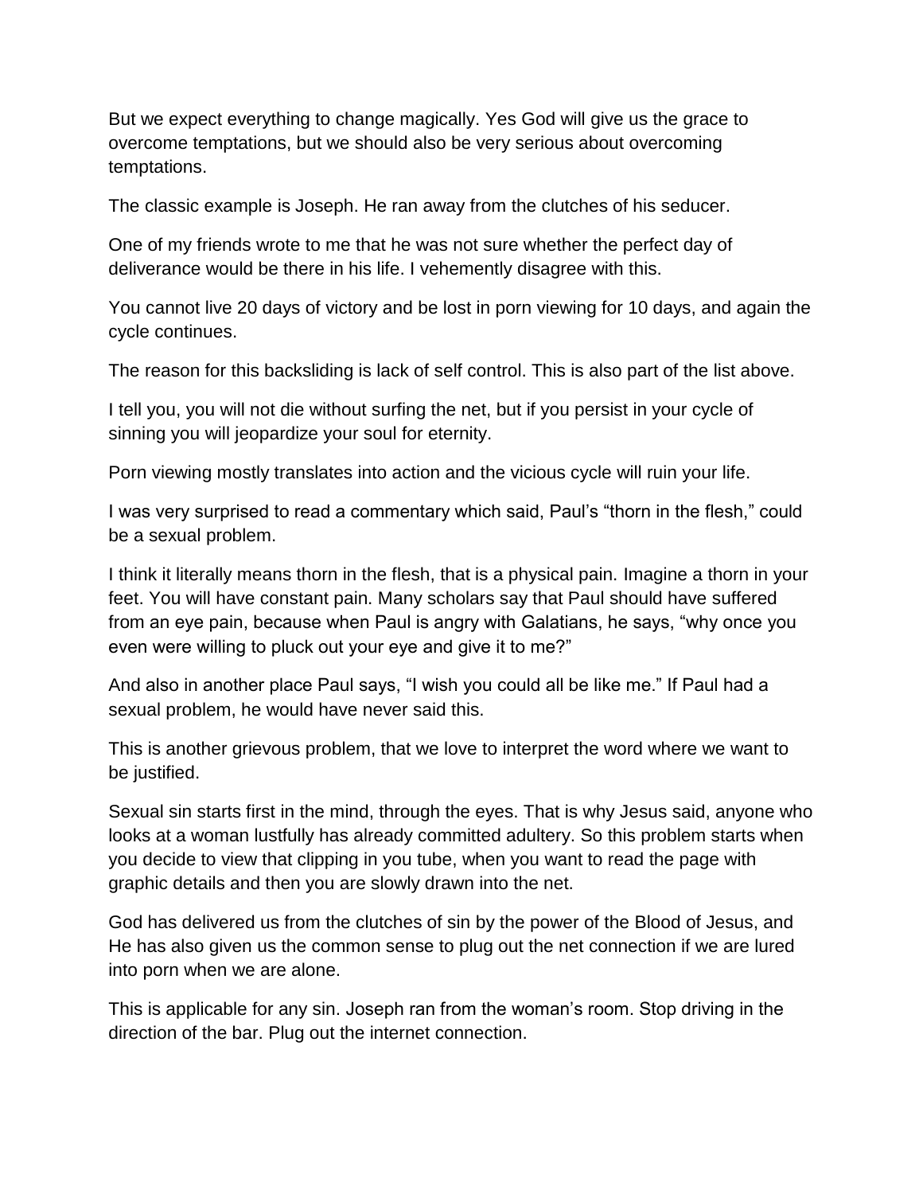But we expect everything to change magically. Yes God will give us the grace to overcome temptations, but we should also be very serious about overcoming temptations.

The classic example is Joseph. He ran away from the clutches of his seducer.

One of my friends wrote to me that he was not sure whether the perfect day of deliverance would be there in his life. I vehemently disagree with this.

You cannot live 20 days of victory and be lost in porn viewing for 10 days, and again the cycle continues.

The reason for this backsliding is lack of self control. This is also part of the list above.

I tell you, you will not die without surfing the net, but if you persist in your cycle of sinning you will jeopardize your soul for eternity.

Porn viewing mostly translates into action and the vicious cycle will ruin your life.

I was very surprised to read a commentary which said, Paul's "thorn in the flesh," could be a sexual problem.

I think it literally means thorn in the flesh, that is a physical pain. Imagine a thorn in your feet. You will have constant pain. Many scholars say that Paul should have suffered from an eye pain, because when Paul is angry with Galatians, he says, "why once you even were willing to pluck out your eye and give it to me?"

And also in another place Paul says, "I wish you could all be like me." If Paul had a sexual problem, he would have never said this.

This is another grievous problem, that we love to interpret the word where we want to be justified.

Sexual sin starts first in the mind, through the eyes. That is why Jesus said, anyone who looks at a woman lustfully has already committed adultery. So this problem starts when you decide to view that clipping in you tube, when you want to read the page with graphic details and then you are slowly drawn into the net.

God has delivered us from the clutches of sin by the power of the Blood of Jesus, and He has also given us the common sense to plug out the net connection if we are lured into porn when we are alone.

This is applicable for any sin. Joseph ran from the woman's room. Stop driving in the direction of the bar. Plug out the internet connection.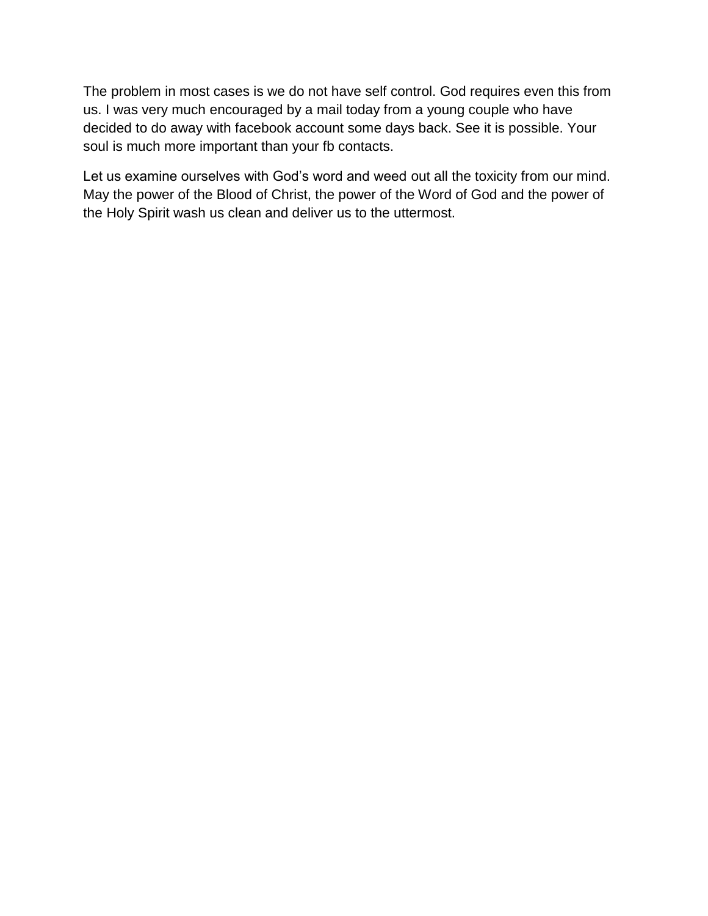The problem in most cases is we do not have self control. God requires even this from us. I was very much encouraged by a mail today from a young couple who have decided to do away with facebook account some days back. See it is possible. Your soul is much more important than your fb contacts.

Let us examine ourselves with God's word and weed out all the toxicity from our mind. May the power of the Blood of Christ, the power of the Word of God and the power of the Holy Spirit wash us clean and deliver us to the uttermost.